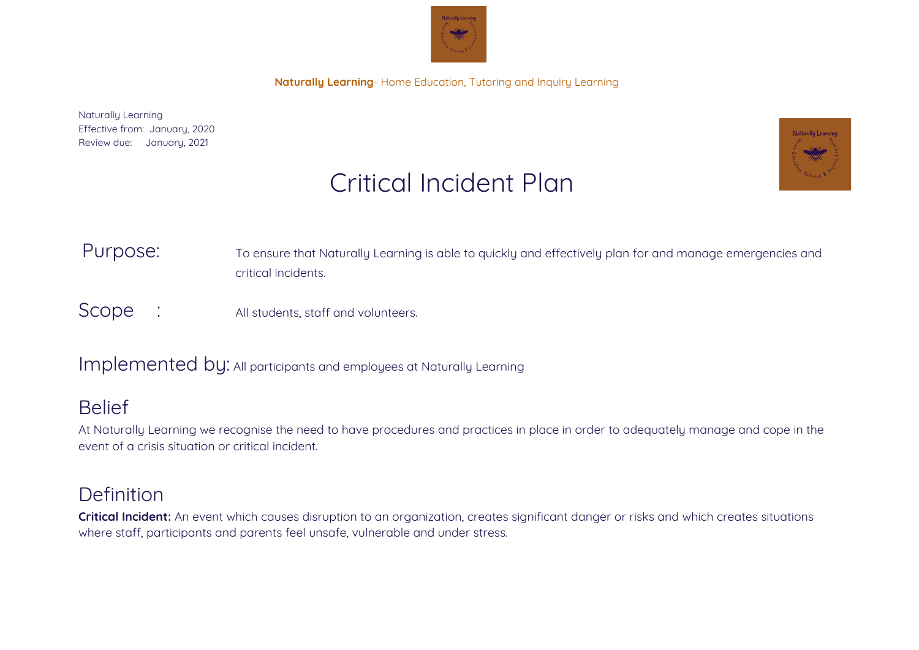**Naturally Learning**- Home Education, Tutoring and Inquiry Learning

Naturally Learning
Effective from: January, 2020
Review due: January, 2021

# Critical Incident Plan

**Purpose:** To ensure that Naturally Learning is able to quickly and effectively plan for and manage emergencies and critical incidents.

**Scope :** All students, staff and volunteers.

**Implemented by:** All participants and employees at Naturally Learning

## Belief

At Naturally Learning we recognise the need to have procedures and practices in place in order to adequately manage and cope in the event of a crisis situation or critical incident.

## Definition

**Critical Incident:** An event which causes disruption to an organization, creates significant danger or risks and which creates situations where staff, participants and parents feel unsafe, vulnerable and under stress.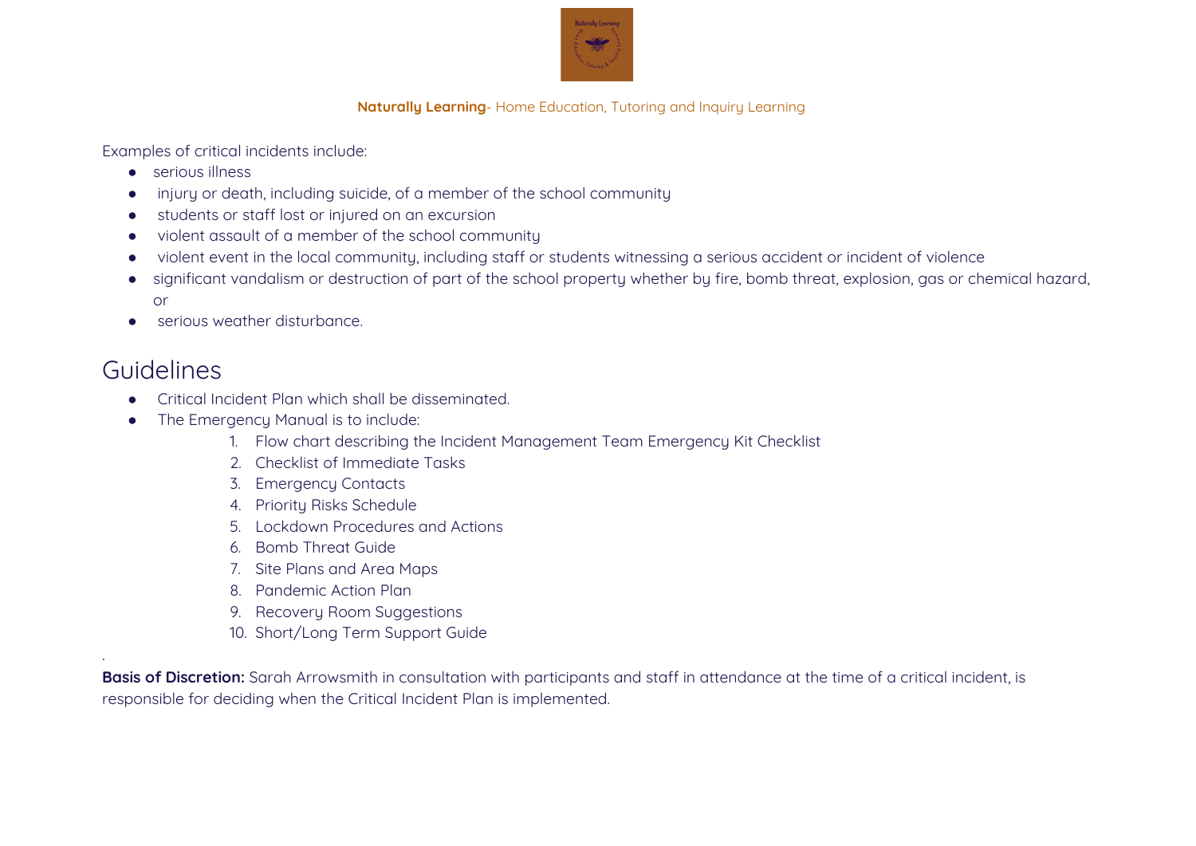Examples of critical incidents include:

- serious illness
- injury or death, including suicide, of a member of the school community
- students or staff lost or injured on an excursion
- violent assault of a member of the school community
- violent event in the local community, including staff or students witnessing a serious accident or incident of violence
- significant vandalism or destruction of part of the school property whether by fire, bomb threat, explosion, gas or chemical hazard, or
- serious weather disturbance.

## Guidelines

- Critical Incident Plan which shall be disseminated.
- The Emergency Manual is to include:
    1. Flow chart describing the Incident Management Team Emergency Kit Checklist
    2. Checklist of Immediate Tasks
    3. Emergency Contacts
    4. Priority Risks Schedule
    5. Lockdown Procedures and Actions
    6. Bomb Threat Guide
    7. Site Plans and Area Maps
    8. Pandemic Action Plan
    9. Recovery Room Suggestions
    10. Short/Long Term Support Guide

**Basis of Discretion:** Sarah Arrowsmith in consultation with participants and staff in attendance at the time of a critical incident, is responsible for deciding when the Critical Incident Plan is implemented.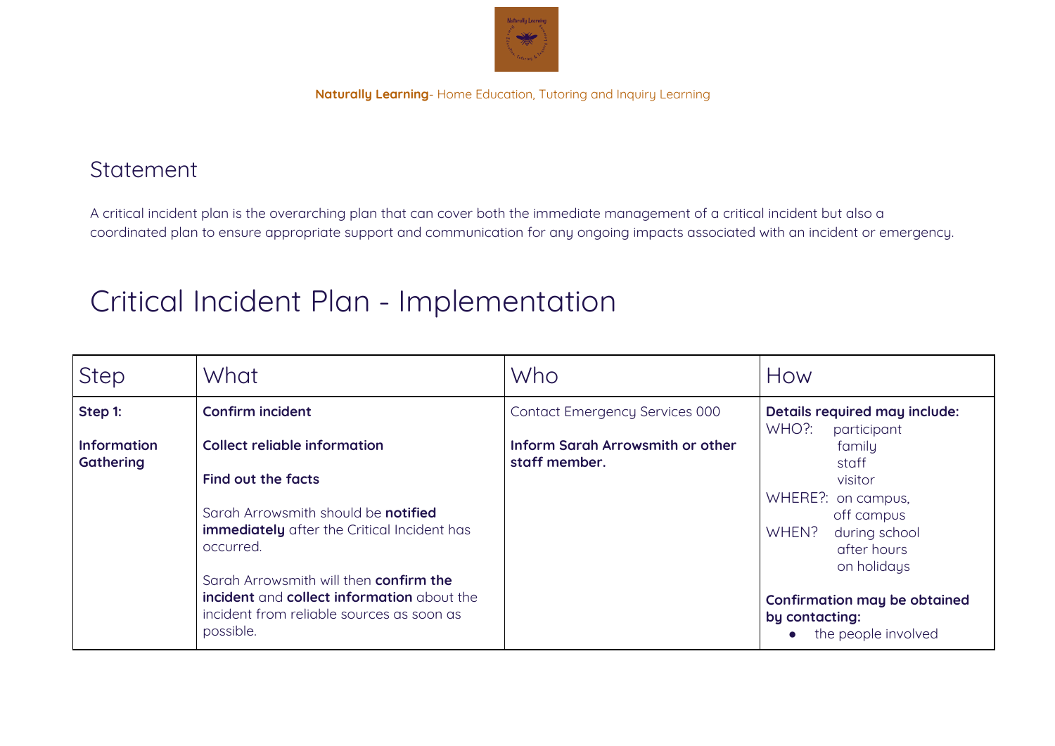## Statement

A critical incident plan is the overarching plan that can cover both the immediate management of a critical incident but also a coordinated plan to ensure appropriate support and communication for any ongoing impacts associated with an incident or emergency.

# Critical Incident Plan - Implementation

| Step | What | Who | How |
|---|---|---|---|
| **Step 1:**<br><br>**Information Gathering** | **Confirm incident**<br><br>**Collect reliable information**<br><br>**Find out the facts**<br><br>Sarah Arrowsmith should be **notified immediately** after the Critical Incident has occurred.<br><br>Sarah Arrowsmith will then **confirm the incident** and **collect information** about the incident from reliable sources as soon as possible. | Contact Emergency Services 000<br><br>**Inform Sarah Arrowsmith or other staff member.** | **Details required may include:**<br>WHO?: participant<br>family<br>staff<br>visitor<br>WHERE?: on campus,<br>off campus<br>WHEN? during school<br>after hours<br>on holidays<br><br>**Confirmation may be obtained by contacting:**<br>● the people involved |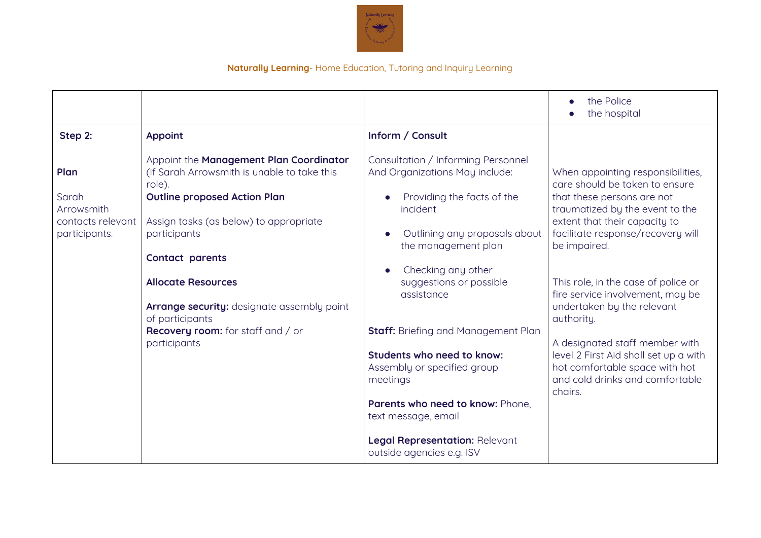| | | | |
|---|---|---|---|
| | | | • the Police<br>• the hospital |
| **Step 2:**<br><br>**Plan**<br><br>Sarah Arrowsmith contacts relevant participants. | **Appoint**<br><br>Appoint the **Management Plan Coordinator** (if Sarah Arrowsmith is unable to take this role).<br>**Outline proposed Action Plan**<br><br>Assign tasks (as below) to appropriate participants<br><br>**Contact parents**<br><br>**Allocate Resources**<br><br>**Arrange security:** designate assembly point of participants<br>**Recovery room:** for staff and / or participants | **Inform / Consult**<br><br>Consultation / Informing Personnel And Organizations May include:<br><br>• Providing the facts of the incident<br><br>• Outlining any proposals about the management plan<br><br>• Checking any other suggestions or possible assistance<br><br>**Staff:** Briefing and Management Plan<br><br>**Students who need to know:** Assembly or specified group meetings<br><br>**Parents who need to know:** Phone, text message, email<br><br>**Legal Representation:** Relevant outside agencies e.g. ISV | When appointing responsibilities, care should be taken to ensure that these persons are not traumatized by the event to the extent that their capacity to facilitate response/recovery will be impaired.<br><br>This role, in the case of police or fire service involvement, may be undertaken by the relevant authority.<br><br>A designated staff member with level 2 First Aid shall set up a with hot comfortable space with hot and cold drinks and comfortable chairs. |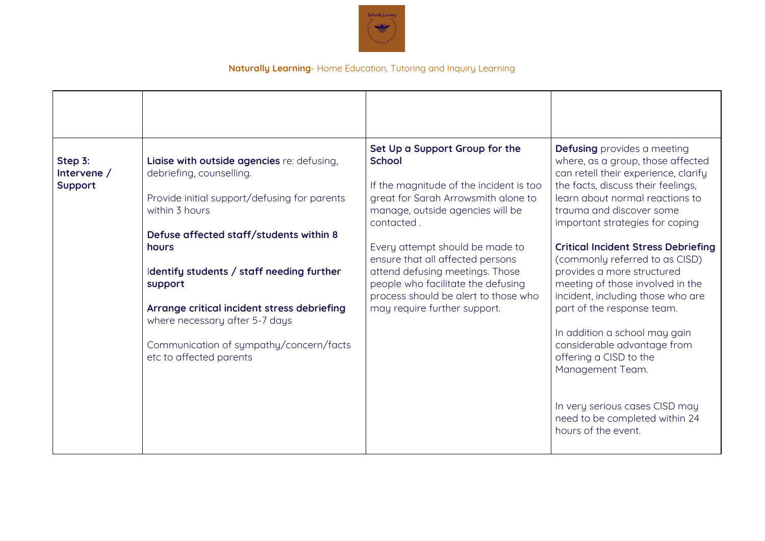| | | | |
|---|---|---|---|
| **Step 3: Intervene / Support** | **Liaise with outside agencies** re: defusing, debriefing, counselling.<br><br>Provide initial support/defusing for parents within 3 hours<br><br>**Defuse affected staff/students within 8 hours**<br><br>**Identify students / staff needing further support**<br><br>**Arrange critical incident stress debriefing** where necessary after 5-7 days<br><br>Communication of sympathy/concern/facts etc to affected parents | **Set Up a Support Group for the School**<br><br>If the magnitude of the incident is too great for Sarah Arrowsmith alone to manage, outside agencies will be contacted .<br><br>Every attempt should be made to ensure that all affected persons attend defusing meetings. Those people who facilitate the defusing process should be alert to those who may require further support. | **Defusing** provides a meeting where, as a group, those affected can retell their experience, clarify the facts, discuss their feelings, learn about normal reactions to trauma and discover some important strategies for coping<br><br>**Critical Incident Stress Debriefing** (commonly referred to as CISD) provides a more structured meeting of those involved in the incident, including those who are part of the response team.<br><br>In addition a school may gain considerable advantage from offering a CISD to the Management Team.<br><br>In very serious cases CISD may need to be completed within 24 hours of the event. |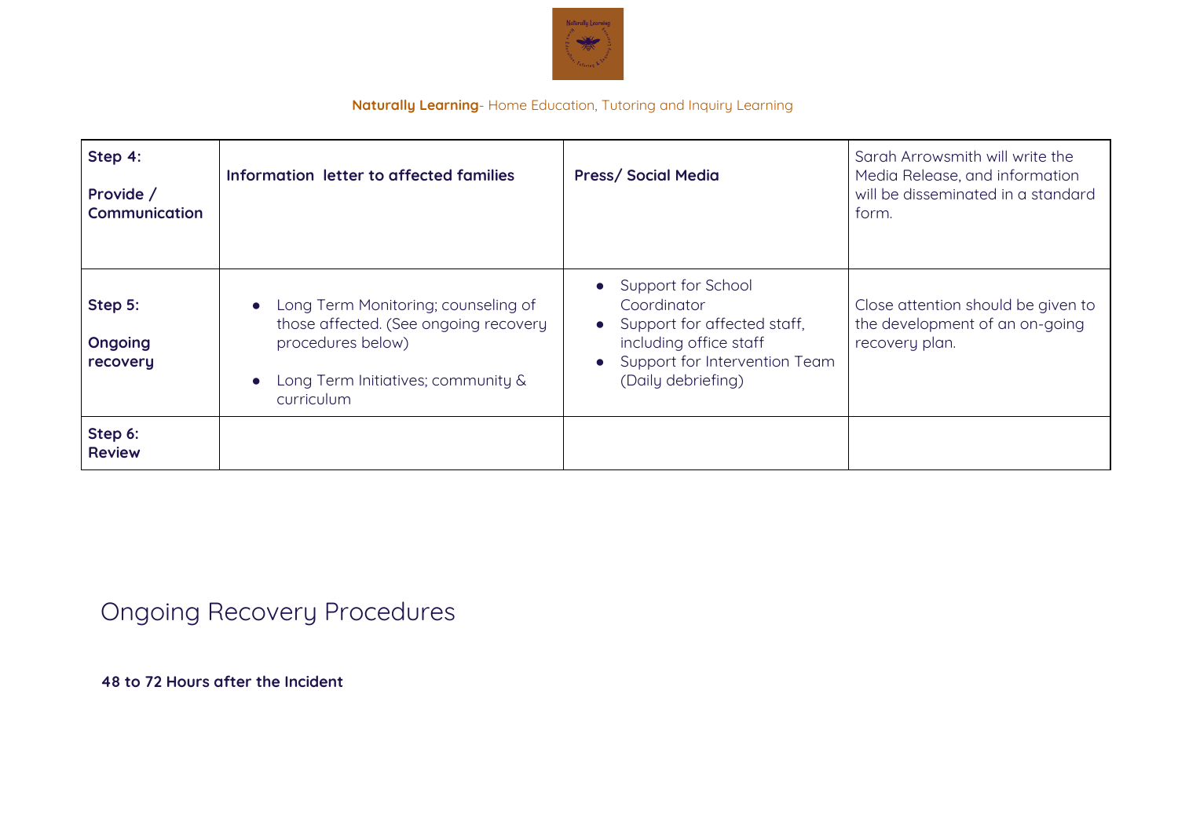| Step 4: Provide / Communication | **Information letter to affected families** | **Press/ Social Media** | Sarah Arrowsmith will write the Media Release, and information will be disseminated in a standard form. |
|---|---|---|---|
| **Step 5: Ongoing recovery** | • Long Term Monitoring; counseling of those affected. (See ongoing recovery procedures below)<br>• Long Term Initiatives; community & curriculum | • Support for School Coordinator<br>• Support for affected staff, including office staff<br>• Support for Intervention Team (Daily debriefing) | Close attention should be given to the development of an on-going recovery plan. |
| **Step 6: Review** | | | |

# Ongoing Recovery Procedures

**48 to 72 Hours after the Incident**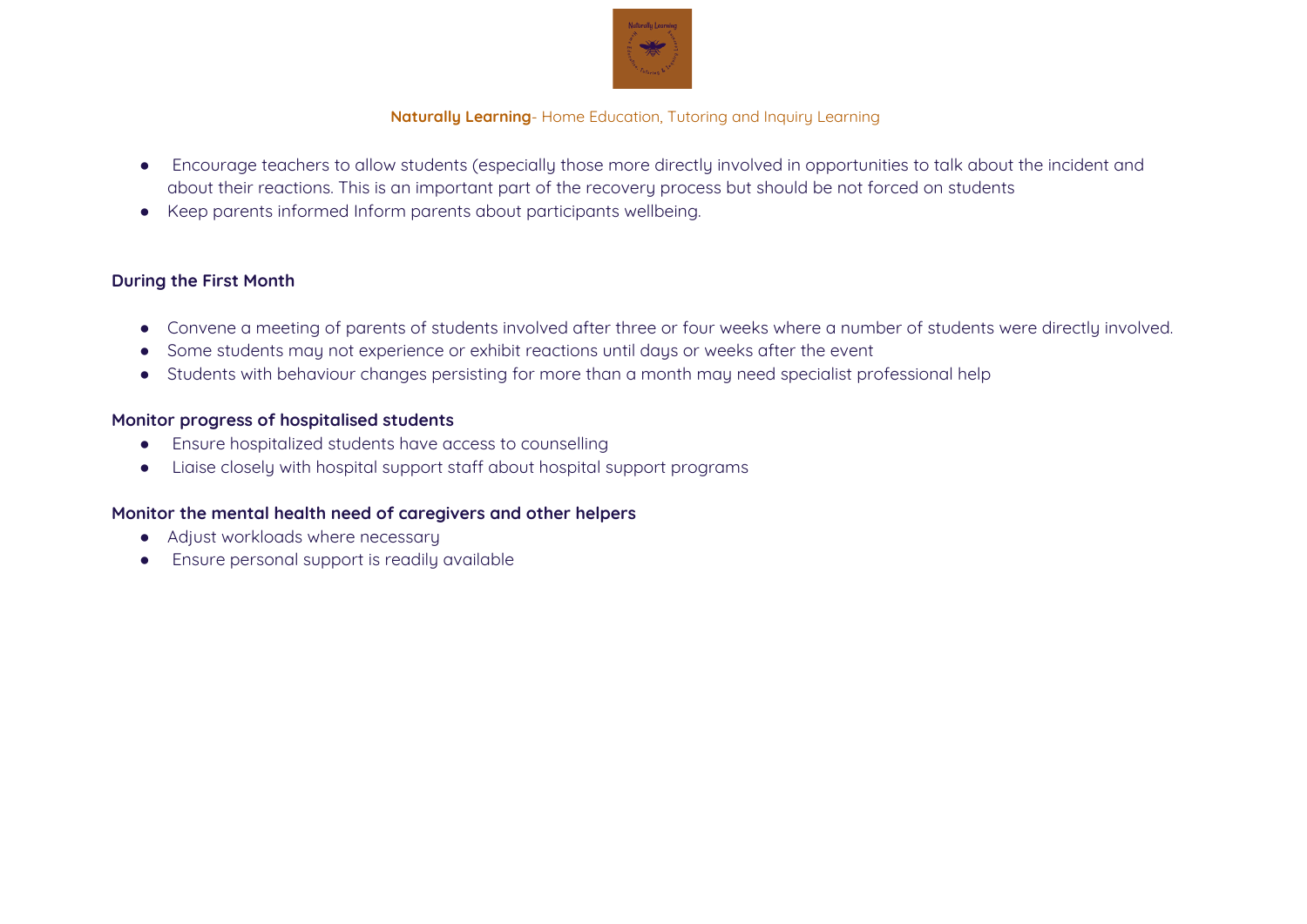- Encourage teachers to allow students (especially those more directly involved in opportunities to talk about the incident and about their reactions. This is an important part of the recovery process but should be not forced on students
- Keep parents informed Inform parents about participants wellbeing.

**During the First Month**

- Convene a meeting of parents of students involved after three or four weeks where a number of students were directly involved.
- Some students may not experience or exhibit reactions until days or weeks after the event
- Students with behaviour changes persisting for more than a month may need specialist professional help

**Monitor progress of hospitalised students**

- Ensure hospitalized students have access to counselling
- Liaise closely with hospital support staff about hospital support programs

**Monitor the mental health need of caregivers and other helpers**

- Adjust workloads where necessary
- Ensure personal support is readily available